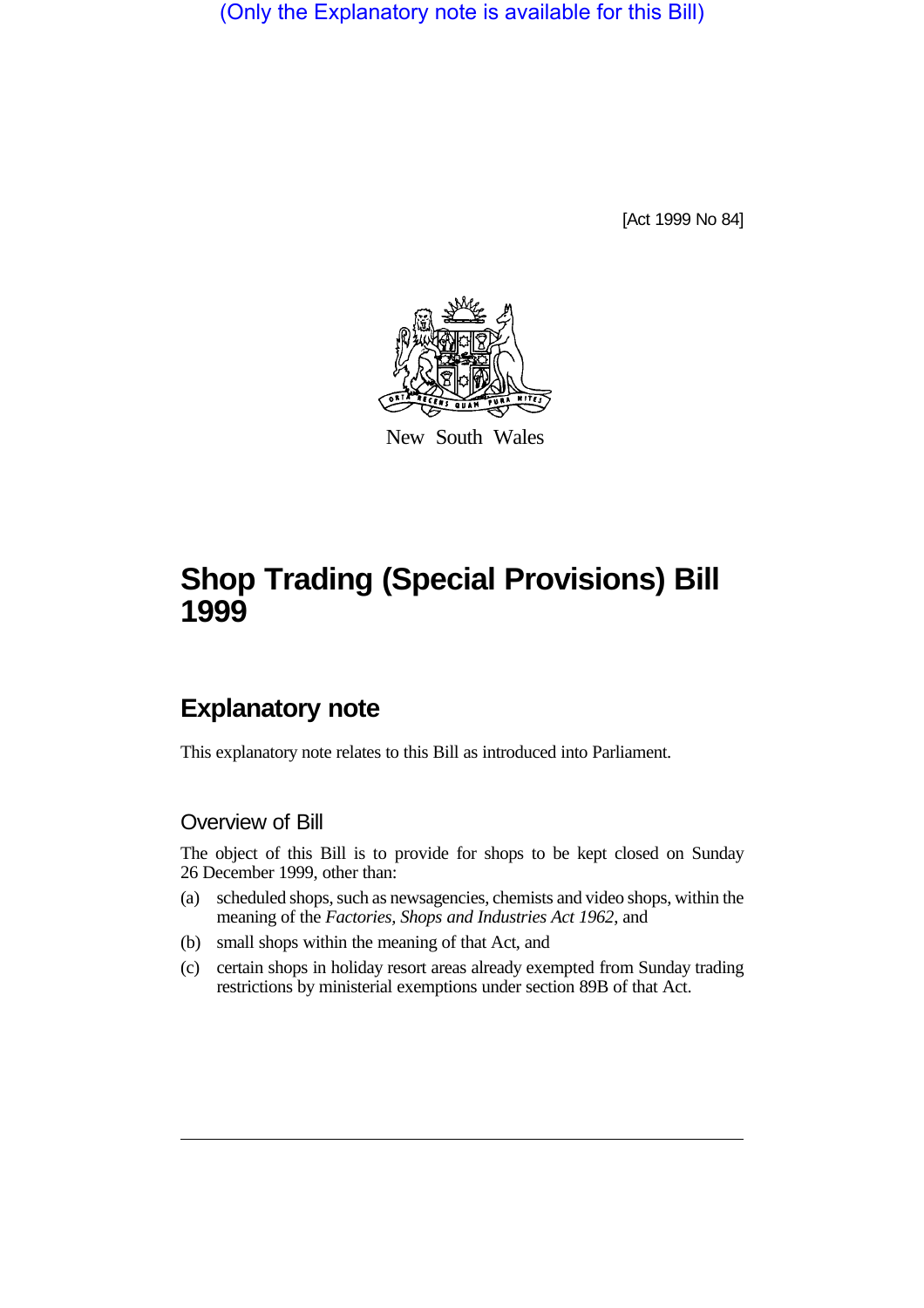(Only the Explanatory note is available for this Bill)

[Act 1999 No 84]

New South Wales

# Shop Trading (Special Provisions) Bill 1999

## Explanatory note

This explanatory note relates to this Bill as introduced into Parliament.

### Overview of Bill

The object of this Bill is to provide for shops to be kept closed on Sunday 26 December 1999, other than:

(a) scheduled shops, such as newsagencies, chemists and video shops, within the meaning of the *Factories, Shops and Industries Act 1962*, and

(b) small shops within the meaning of that Act, and

(c) certain shops in holiday resort areas already exempted from Sunday trading restrictions by ministerial exemptions under section 89B of that Act.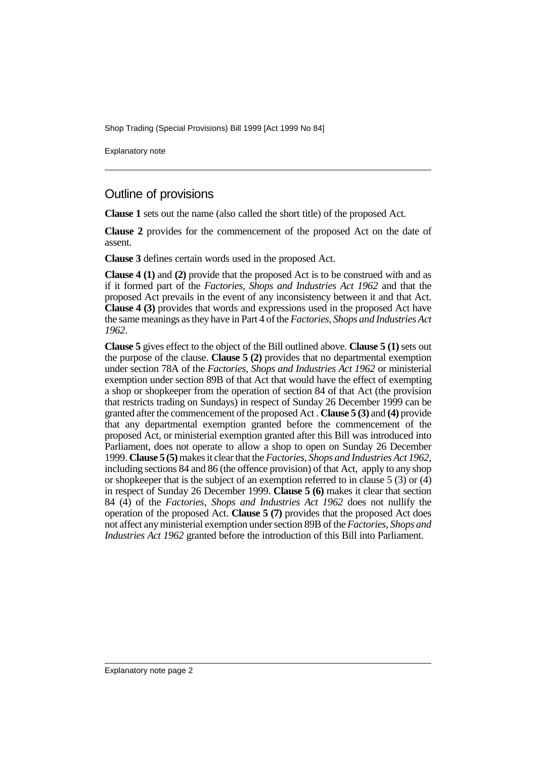## Outline of provisions

**Clause 1** sets out the name (also called the short title) of the proposed Act.

**Clause 2** provides for the commencement of the proposed Act on the date of assent.

**Clause 3** defines certain words used in the proposed Act.

**Clause 4 (1)** and **(2)** provide that the proposed Act is to be construed with and as if it formed part of the *Factories, Shops and Industries Act 1962* and that the proposed Act prevails in the event of any inconsistency between it and that Act. **Clause 4 (3)** provides that words and expressions used in the proposed Act have the same meanings as they have in Part 4 of the *Factories, Shops and Industries Act 1962*.

**Clause 5** gives effect to the object of the Bill outlined above. **Clause 5 (1)** sets out the purpose of the clause. **Clause 5 (2)** provides that no departmental exemption under section 78A of the *Factories, Shops and Industries Act 1962* or ministerial exemption under section 89B of that Act that would have the effect of exempting a shop or shopkeeper from the operation of section 84 of that Act (the provision that restricts trading on Sundays) in respect of Sunday 26 December 1999 can be granted after the commencement of the proposed Act . **Clause 5 (3)** and **(4)** provide that any departmental exemption granted before the commencement of the proposed Act, or ministerial exemption granted after this Bill was introduced into Parliament, does not operate to allow a shop to open on Sunday 26 December 1999. **Clause 5 (5)** makes it clear that the *Factories, Shops and Industries Act 1962*, including sections 84 and 86 (the offence provision) of that Act, apply to any shop or shopkeeper that is the subject of an exemption referred to in clause 5 (3) or (4) in respect of Sunday 26 December 1999. **Clause 5 (6)** makes it clear that section 84 (4) of the *Factories, Shops and Industries Act 1962* does not nullify the operation of the proposed Act. **Clause 5 (7)** provides that the proposed Act does not affect any ministerial exemption under section 89B of the *Factories, Shops and Industries Act 1962* granted before the introduction of this Bill into Parliament.